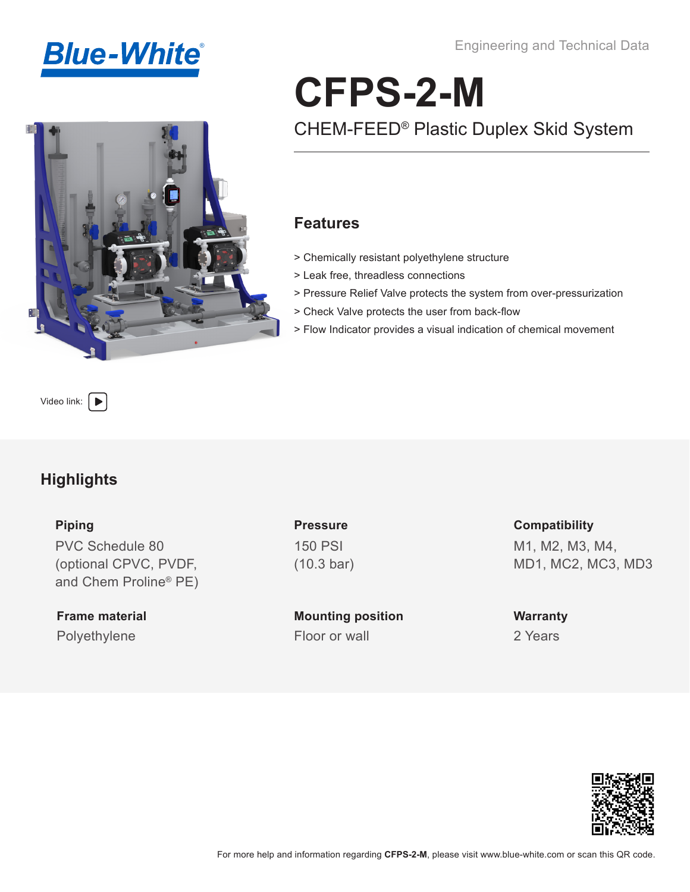Blue-White®

Engineering and Technical Data

# CFPS-2-M

## CHEM-FEED® Plastic Duplex Skid System

### Features

> Chemically resistant polyethylene structure
> Leak free, threadless connections
> Pressure Relief Valve protects the system from over-pressurization
> Check Valve protects the user from back-flow
> Flow Indicator provides a visual indication of chemical movement

Video link:

## Highlights

**Piping**
PVC Schedule 80 (optional CPVC, PVDF, and Chem Proline® PE)

**Pressure**
150 PSI (10.3 bar)

**Compatibility**
M1, M2, M3, M4, MD1, MC2, MC3, MD3

**Frame material**
Polyethylene

**Mounting position**
Floor or wall

**Warranty**
2 Years

For more help and information regarding **CFPS-2-M**, please visit www.blue-white.com or scan this QR code.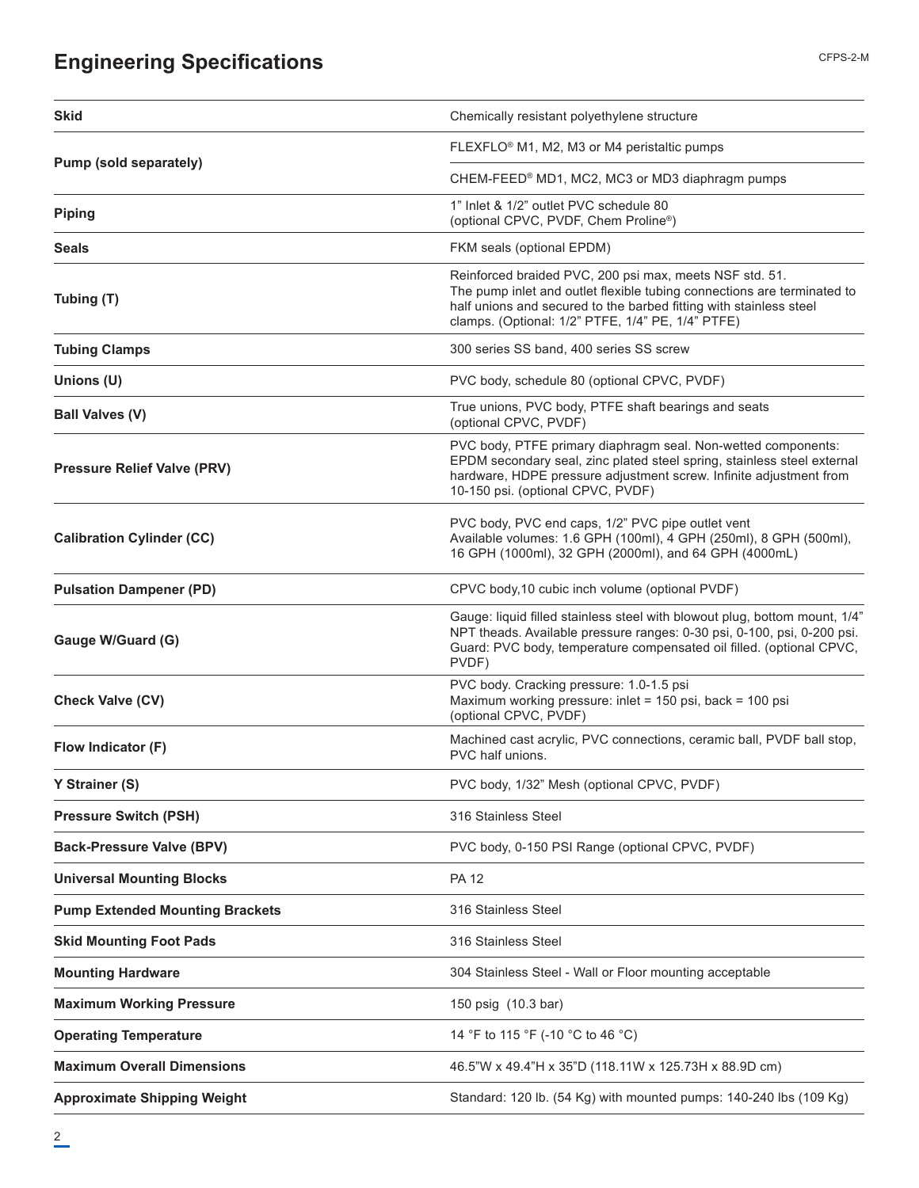# Engineering Specifications

| | |
|---|---|
| **Skid** | Chemically resistant polyethylene structure |
| **Pump (sold separately)** | FLEXFLO® M1, M2, M3 or M4 peristaltic pumps<br>CHEM-FEED® MD1, MC2, MC3 or MD3 diaphragm pumps |
| **Piping** | 1" Inlet & 1/2" outlet PVC schedule 80 (optional CPVC, PVDF, Chem Proline®) |
| **Seals** | FKM seals (optional EPDM) |
| **Tubing (T)** | Reinforced braided PVC, 200 psi max, meets NSF std. 51. The pump inlet and outlet flexible tubing connections are terminated to half unions and secured to the barbed fitting with stainless steel clamps. (Optional: 1/2" PTFE, 1/4" PE, 1/4" PTFE) |
| **Tubing Clamps** | 300 series SS band, 400 series SS screw |
| **Unions (U)** | PVC body, schedule 80 (optional CPVC, PVDF) |
| **Ball Valves (V)** | True unions, PVC body, PTFE shaft bearings and seats (optional CPVC, PVDF) |
| **Pressure Relief Valve (PRV)** | PVC body, PTFE primary diaphragm seal. Non-wetted components: EPDM secondary seal, zinc plated steel spring, stainless steel external hardware, HDPE pressure adjustment screw. Infinite adjustment from 10-150 psi. (optional CPVC, PVDF) |
| **Calibration Cylinder (CC)** | PVC body, PVC end caps, 1/2" PVC pipe outlet vent<br>Available volumes: 1.6 GPH (100ml), 4 GPH (250ml), 8 GPH (500ml), 16 GPH (1000ml), 32 GPH (2000ml), and 64 GPH (4000mL) |
| **Pulsation Dampener (PD)** | CPVC body,10 cubic inch volume (optional PVDF) |
| **Gauge W/Guard (G)** | Gauge: liquid filled stainless steel with blowout plug, bottom mount, 1/4" NPT theads. Available pressure ranges: 0-30 psi, 0-100, psi, 0-200 psi. Guard: PVC body, temperature compensated oil filled. (optional CPVC, PVDF) |
| **Check Valve (CV)** | PVC body. Cracking pressure: 1.0-1.5 psi<br>Maximum working pressure: inlet = 150 psi, back = 100 psi (optional CPVC, PVDF) |
| **Flow Indicator (F)** | Machined cast acrylic, PVC connections, ceramic ball, PVDF ball stop, PVC half unions. |
| **Y Strainer (S)** | PVC body, 1/32" Mesh (optional CPVC, PVDF) |
| **Pressure Switch (PSH)** | 316 Stainless Steel |
| **Back-Pressure Valve (BPV)** | PVC body, 0-150 PSI Range (optional CPVC, PVDF) |
| **Universal Mounting Blocks** | PA 12 |
| **Pump Extended Mounting Brackets** | 316 Stainless Steel |
| **Skid Mounting Foot Pads** | 316 Stainless Steel |
| **Mounting Hardware** | 304 Stainless Steel - Wall or Floor mounting acceptable |
| **Maximum Working Pressure** | 150 psig (10.3 bar) |
| **Operating Temperature** | 14 °F to 115 °F (-10 °C to 46 °C) |
| **Maximum Overall Dimensions** | 46.5"W x 49.4"H x 35"D (118.11W x 125.73H x 88.9D cm) |
| **Approximate Shipping Weight** | Standard: 120 lb. (54 Kg) with mounted pumps: 140-240 lbs (109 Kg) |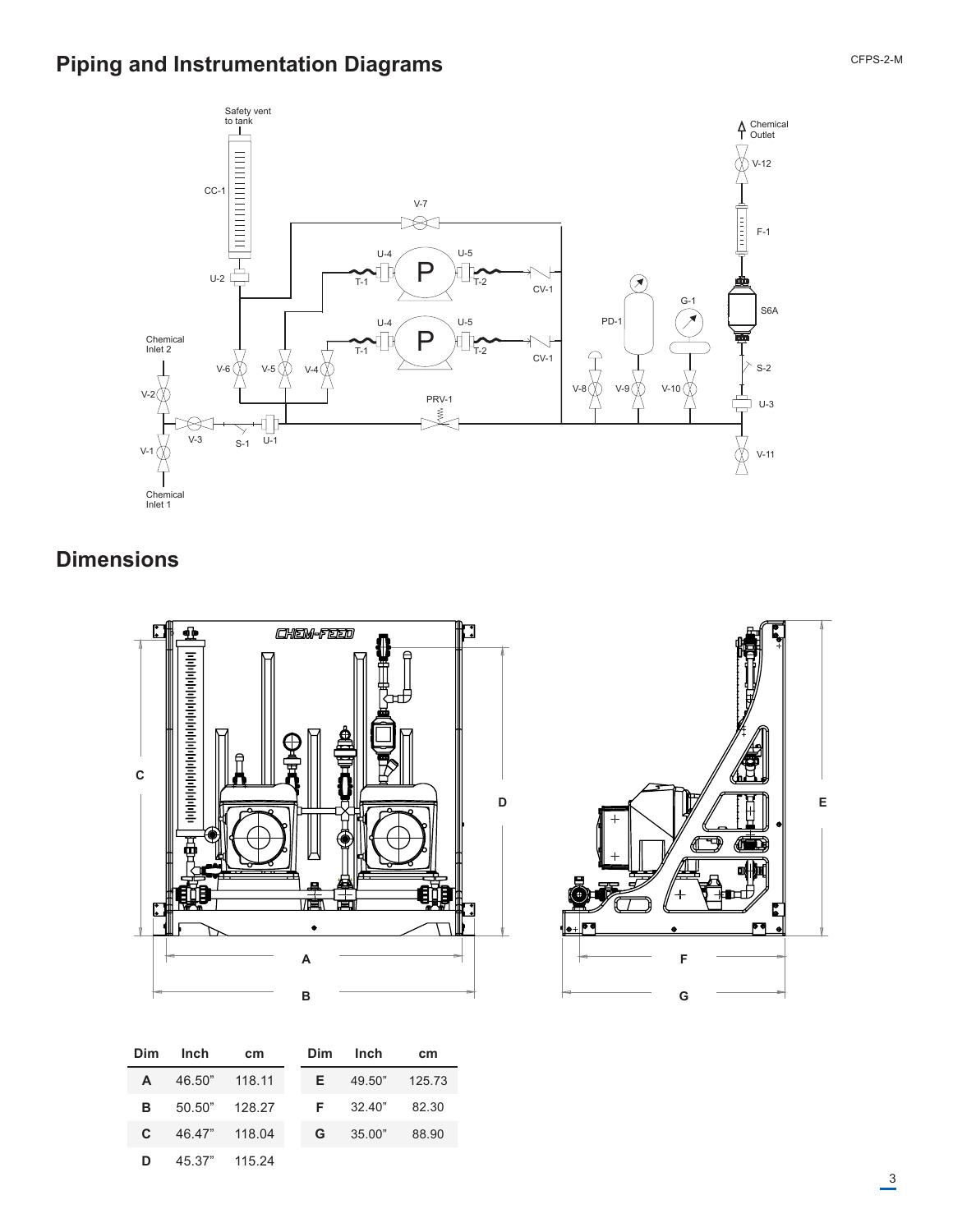## Piping and Instrumentation Diagrams

## Dimensions

| Dim | Inch | cm |
|---|---|---|
| A | 46.50" | 118.11 |
| B | 50.50" | 128.27 |
| C | 46.47" | 118.04 |
| D | 45.37" | 115.24 |

| Dim | Inch | cm |
|---|---|---|
| E | 49.50" | 125.73 |
| F | 32.40" | 82.30 |
| G | 35.00" | 88.90 |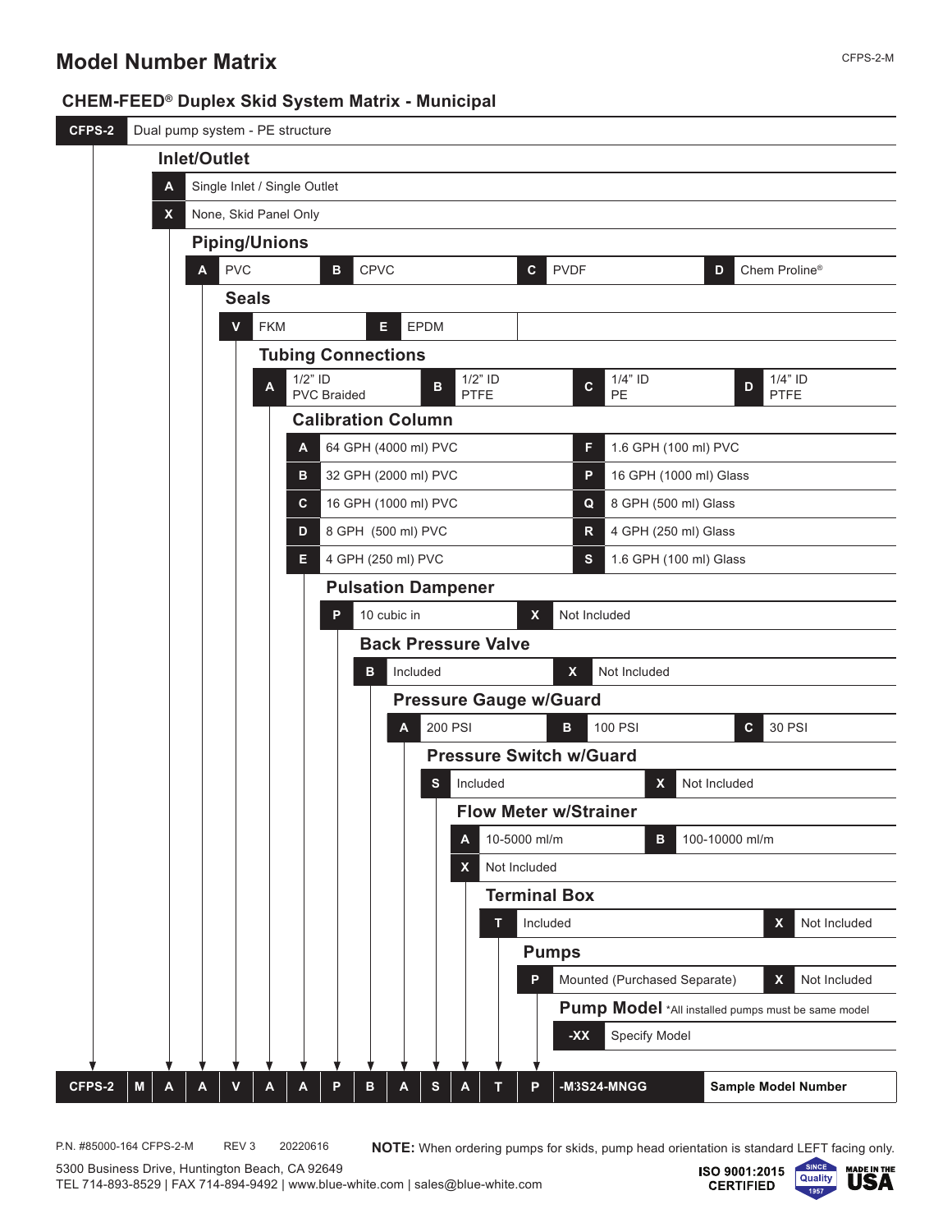# Model Number Matrix

CFPS-2-M

## CHEM-FEED® Duplex Skid System Matrix - Municipal

| | |
|---|---|
| **CFPS-2** | Dual pump system - PE structure |

### Inlet/Outlet

| | |
|---|---|
| **A** | Single Inlet / Single Outlet |
| **X** | None, Skid Panel Only |

### Piping/Unions

| | | | | | | | |
|---|---|---|---|---|---|---|---|
| **A** | PVC | **B** | CPVC | **C** | PVDF | **D** | Chem Proline® |

### Seals

| | | | |
|---|---|---|---|
| **V** | FKM | **E** | EPDM |

### Tubing Connections

| | | | | | | | |
|---|---|---|---|---|---|---|---|
| **A** | 1/2" ID PVC Braided | **B** | 1/2" ID PTFE | **C** | 1/4" ID PE | **D** | 1/4" ID PTFE |

### Calibration Column

| | | | |
|---|---|---|---|
| **A** | 64 GPH (4000 ml) PVC | **F** | 1.6 GPH (100 ml) PVC |
| **B** | 32 GPH (2000 ml) PVC | **P** | 16 GPH (1000 ml) Glass |
| **C** | 16 GPH (1000 ml) PVC | **Q** | 8 GPH (500 ml) Glass |
| **D** | 8 GPH (500 ml) PVC | **R** | 4 GPH (250 ml) Glass |
| **E** | 4 GPH (250 ml) PVC | **S** | 1.6 GPH (100 ml) Glass |

### Pulsation Dampener

| | | | |
|---|---|---|---|
| **P** | 10 cubic in | **X** | Not Included |

### Back Pressure Valve

| | | | |
|---|---|---|---|
| **B** | Included | **X** | Not Included |

### Pressure Gauge w/Guard

| | | | | | |
|---|---|---|---|---|---|
| **A** | 200 PSI | **B** | 100 PSI | **C** | 30 PSI |

### Pressure Switch w/Guard

| | | | |
|---|---|---|---|
| **S** | Included | **X** | Not Included |

### Flow Meter w/Strainer

| | | | |
|---|---|---|---|
| **A** | 10-5000 ml/m | **B** | 100-10000 ml/m |
| **X** | Not Included | | |

### Terminal Box

| | | | |
|---|---|---|---|
| **T** | Included | **X** | Not Included |

### Pumps

| | | | |
|---|---|---|---|
| **P** | Mounted (Purchased Separate) | **X** | Not Included |

### Pump Model *All installed pumps must be same model

| | |
|---|---|
| **-XX** | Specify Model |

| | | | | | | | | | | | | | | | |
|---|---|---|---|---|---|---|---|---|---|---|---|---|---|---|---|
| **CFPS-2** | **M** | **A** | **A** | **V** | **A** | **A** | **P** | **B** | **A** | **S** | **A** | **T** | **P** | **-M3S24-MNGG** | **Sample Model Number** |

P.N. #85000-164 CFPS-2-M REV 3 20220616

**NOTE:** When ordering pumps for skids, pump head orientation is standard LEFT facing only.

5300 Business Drive, Huntington Beach, CA 92649
TEL 714-893-8529 | FAX 714-894-9492 | www.blue-white.com | sales@blue-white.com

ISO 9001:2015 CERTIFIED

SINCE Quality 1957

MADE IN THE USA